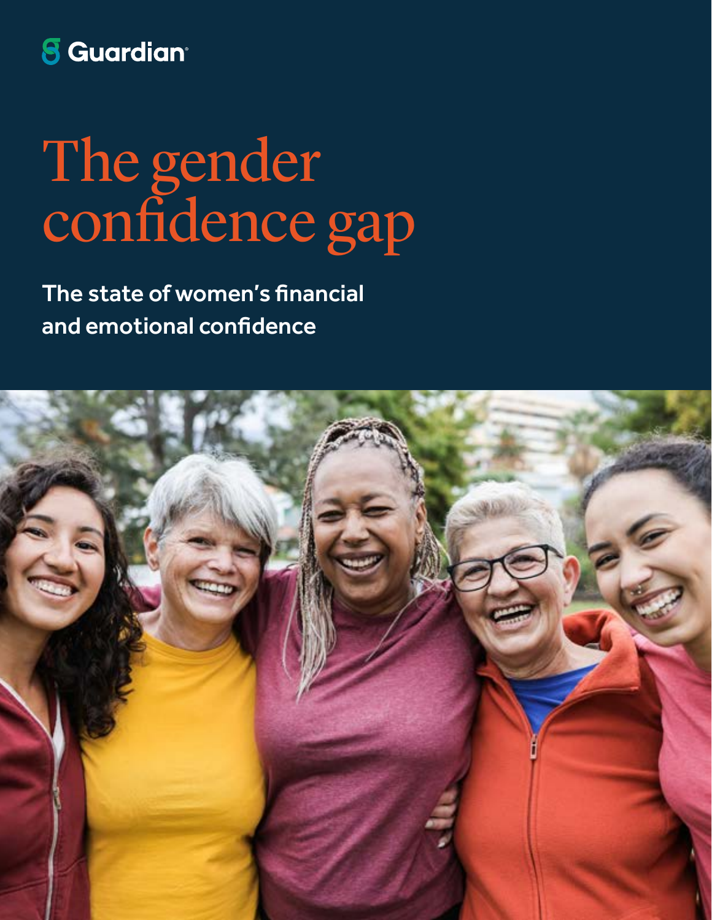Guardian

# The gender confidence gap

## The state of women's financial and emotional confidence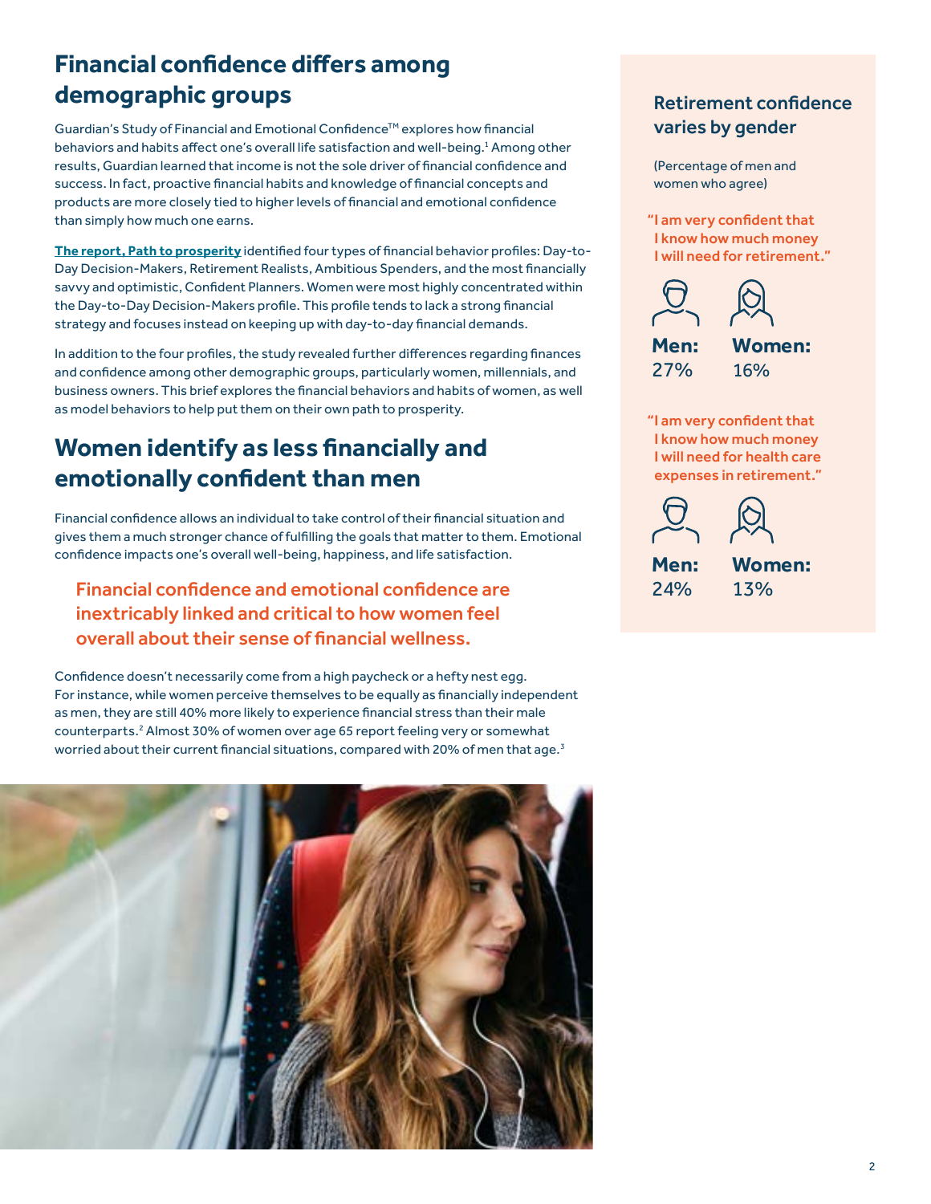## Financial confidence differs among demographic groups

Guardian's Study of Financial and Emotional Confidence™ explores how financial behaviors and habits affect one's overall life satisfaction and well-being.[1] Among other results, Guardian learned that income is not the sole driver of financial confidence and success. In fact, proactive financial habits and knowledge of financial concepts and products are more closely tied to higher levels of financial and emotional confidence than simply how much one earns.

**The report, Path to prosperity** identified four types of financial behavior profiles: Day-to-Day Decision-Makers, Retirement Realists, Ambitious Spenders, and the most financially savvy and optimistic, Confident Planners. Women were most highly concentrated within the Day-to-Day Decision-Makers profile. This profile tends to lack a strong financial strategy and focuses instead on keeping up with day-to-day financial demands.

In addition to the four profiles, the study revealed further differences regarding finances and confidence among other demographic groups, particularly women, millennials, and business owners. This brief explores the financial behaviors and habits of women, as well as model behaviors to help put them on their own path to prosperity.

## Women identify as less financially and emotionally confident than men

Financial confidence allows an individual to take control of their financial situation and gives them a much stronger chance of fulfilling the goals that matter to them. Emotional confidence impacts one's overall well-being, happiness, and life satisfaction.

> Financial confidence and emotional confidence are inextricably linked and critical to how women feel overall about their sense of financial wellness.

Confidence doesn't necessarily come from a high paycheck or a hefty nest egg. For instance, while women perceive themselves to be equally as financially independent as men, they are still 40% more likely to experience financial stress than their male counterparts.[2] Almost 30% of women over age 65 report feeling very or somewhat worried about their current financial situations, compared with 20% of men that age.[3]

### Retirement confidence varies by gender

(Percentage of men and women who agree)

"I am very confident that I know how much money I will need for retirement."

**Men:** 27%   **Women:** 16%

"I am very confident that I know how much money I will need for health care expenses in retirement."

**Men:** 24%   **Women:** 13%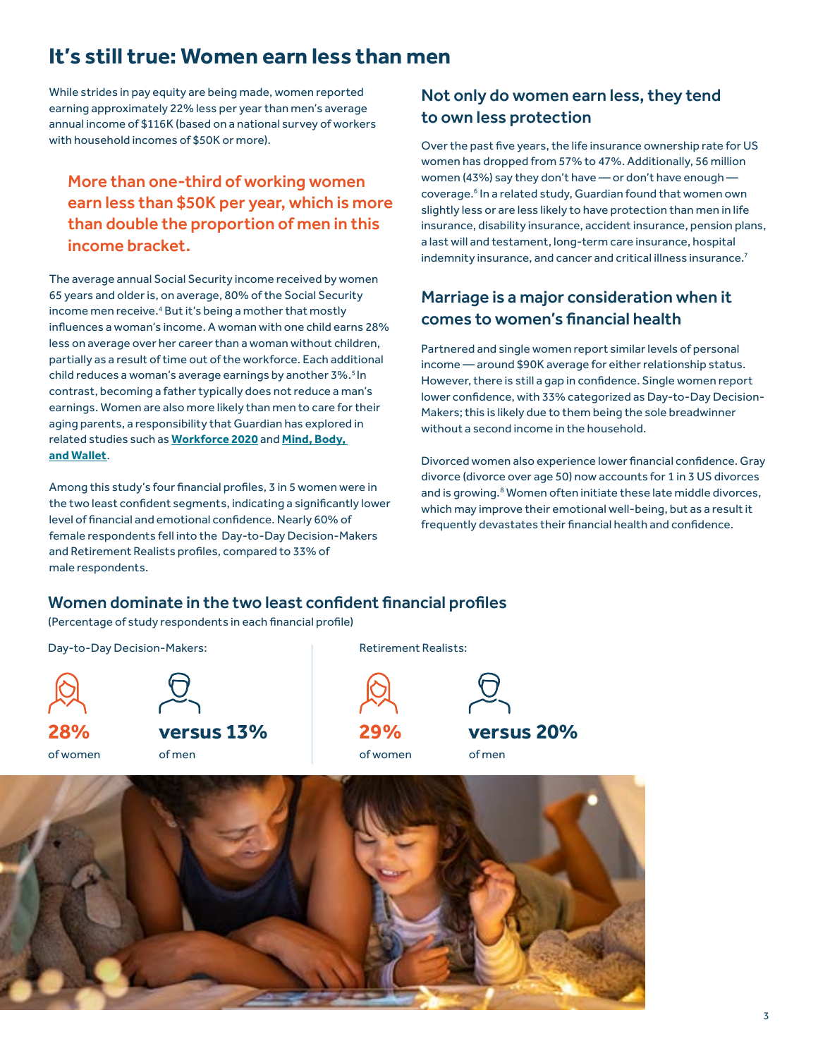# It's still true: Women earn less than men

While strides in pay equity are being made, women reported earning approximately 22% less per year than men's average annual income of $116K (based on a national survey of workers with household incomes of $50K or more).

**More than one-third of working women earn less than $50K per year, which is more than double the proportion of men in this income bracket.**

The average annual Social Security income received by women 65 years and older is, on average, 80% of the Social Security income men receive.[4] But it's being a mother that mostly influences a woman's income. A woman with one child earns 28% less on average over her career than a woman without children, partially as a result of time out of the workforce. Each additional child reduces a woman's average earnings by another 3%.[5] In contrast, becoming a father typically does not reduce a man's earnings. Women are also more likely than men to care for their aging parents, a responsibility that Guardian has explored in related studies such as **Workforce 2020** and **Mind, Body, and Wallet**.

Among this study's four financial profiles, 3 in 5 women were in the two least confident segments, indicating a significantly lower level of financial and emotional confidence. Nearly 60% of female respondents fell into the Day-to-Day Decision-Makers and Retirement Realists profiles, compared to 33% of male respondents.

## Not only do women earn less, they tend to own less protection

Over the past five years, the life insurance ownership rate for US women has dropped from 57% to 47%. Additionally, 56 million women (43%) say they don't have — or don't have enough — coverage.[6] In a related study, Guardian found that women own slightly less or are less likely to have protection than men in life insurance, disability insurance, accident insurance, pension plans, a last will and testament, long-term care insurance, hospital indemnity insurance, and cancer and critical illness insurance.[7]

## Marriage is a major consideration when it comes to women's financial health

Partnered and single women report similar levels of personal income — around $90K average for either relationship status. However, there is still a gap in confidence. Single women report lower confidence, with 33% categorized as Day-to-Day Decision-Makers; this is likely due to them being the sole breadwinner without a second income in the household.

Divorced women also experience lower financial confidence. Gray divorce (divorce over age 50) now accounts for 1 in 3 US divorces and is growing.[8] Women often initiate these late middle divorces, which may improve their emotional well-being, but as a result it frequently devastates their financial health and confidence.

## Women dominate in the two least confident financial profiles

(Percentage of study respondents in each financial profile)

| | Women | Men |
|---|---|---|
| Day-to-Day Decision-Makers: | **28%** of women | **versus 13%** of men |
| Retirement Realists: | **29%** of women | **versus 20%** of men |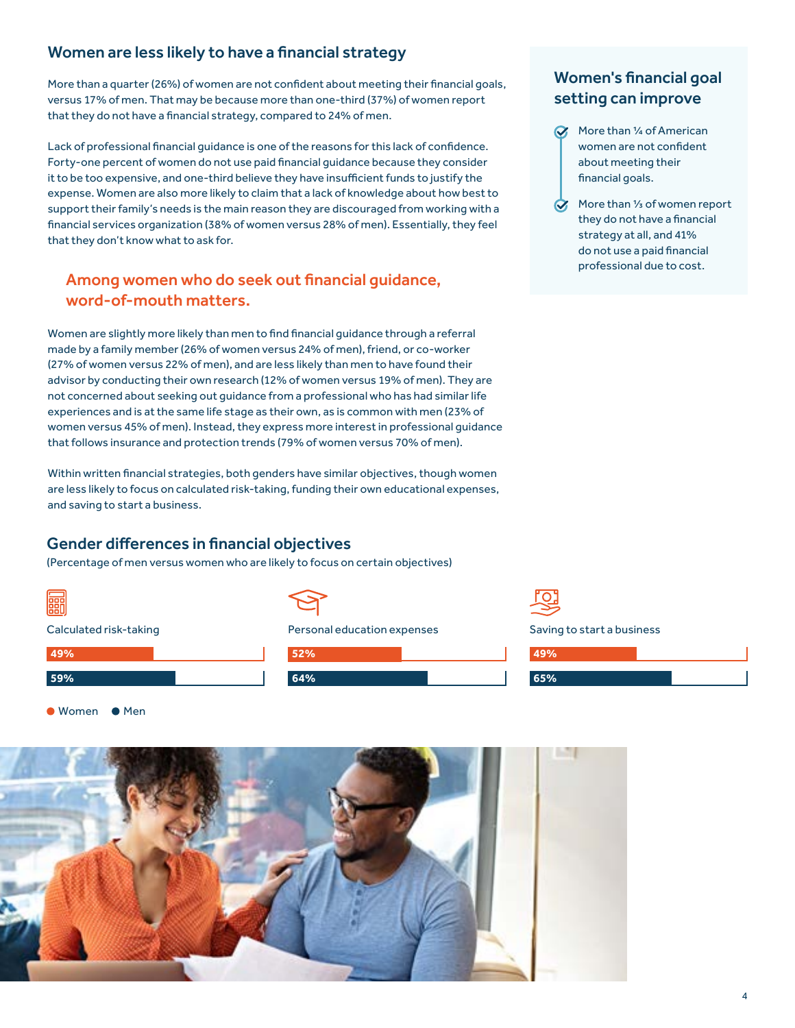## Women are less likely to have a financial strategy

More than a quarter (26%) of women are not confident about meeting their financial goals, versus 17% of men. That may be because more than one-third (37%) of women report that they do not have a financial strategy, compared to 24% of men.

Lack of professional financial guidance is one of the reasons for this lack of confidence. Forty-one percent of women do not use paid financial guidance because they consider it to be too expensive, and one-third believe they have insufficient funds to justify the expense. Women are also more likely to claim that a lack of knowledge about how best to support their family's needs is the main reason they are discouraged from working with a financial services organization (38% of women versus 28% of men). Essentially, they feel that they don't know what to ask for.

### Among women who do seek out financial guidance, word-of-mouth matters.

Women are slightly more likely than men to find financial guidance through a referral made by a family member (26% of women versus 24% of men), friend, or co-worker (27% of women versus 22% of men), and are less likely than men to have found their advisor by conducting their own research (12% of women versus 19% of men). They are not concerned about seeking out guidance from a professional who has had similar life experiences and is at the same life stage as their own, as is common with men (23% of women versus 45% of men). Instead, they express more interest in professional guidance that follows insurance and protection trends (79% of women versus 70% of men).

Within written financial strategies, both genders have similar objectives, though women are less likely to focus on calculated risk-taking, funding their own educational expenses, and saving to start a business.

## Women's financial goal setting can improve

- More than ¼ of American women are not confident about meeting their financial goals.
- More than ⅓ of women report they do not have a financial strategy at all, and 41% do not use a paid financial professional due to cost.

## Gender differences in financial objectives

(Percentage of men versus women who are likely to focus on certain objectives)

| Objective | Women | Men |
|---|---|---|
| Calculated risk-taking | 49% | 59% |
| Personal education expenses | 52% | 64% |
| Saving to start a business | 49% | 65% |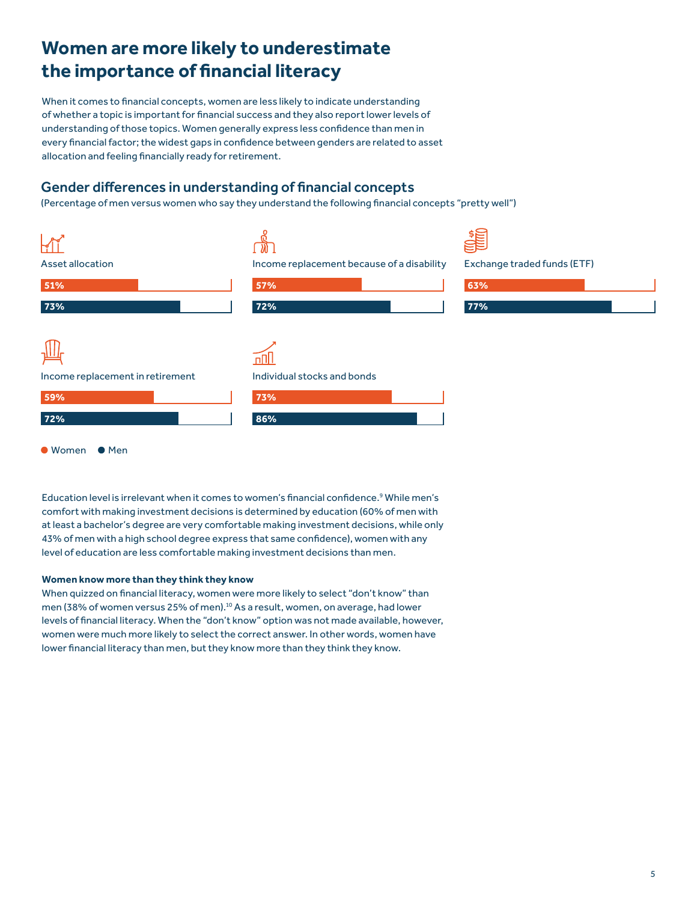# Women are more likely to underestimate the importance of financial literacy

When it comes to financial concepts, women are less likely to indicate understanding of whether a topic is important for financial success and they also report lower levels of understanding of those topics. Women generally express less confidence than men in every financial factor; the widest gaps in confidence between genders are related to asset allocation and feeling financially ready for retirement.

## Gender differences in understanding of financial concepts

(Percentage of men versus women who say they understand the following financial concepts "pretty well")

| Financial concept | Women | Men |
| --- | --- | --- |
| Asset allocation | 51% | 73% |
| Income replacement because of a disability | 57% | 72% |
| Exchange traded funds (ETF) | 63% | 77% |
| Income replacement in retirement | 59% | 72% |
| Individual stocks and bonds | 73% | 86% |

Education level is irrelevant when it comes to women's financial confidence.[9] While men's comfort with making investment decisions is determined by education (60% of men with at least a bachelor's degree are very comfortable making investment decisions, while only 43% of men with a high school degree express that same confidence), women with any level of education are less comfortable making investment decisions than men.

**Women know more than they think they know**

When quizzed on financial literacy, women were more likely to select "don't know" than men (38% of women versus 25% of men).[10] As a result, women, on average, had lower levels of financial literacy. When the "don't know" option was not made available, however, women were much more likely to select the correct answer. In other words, women have lower financial literacy than men, but they know more than they think they know.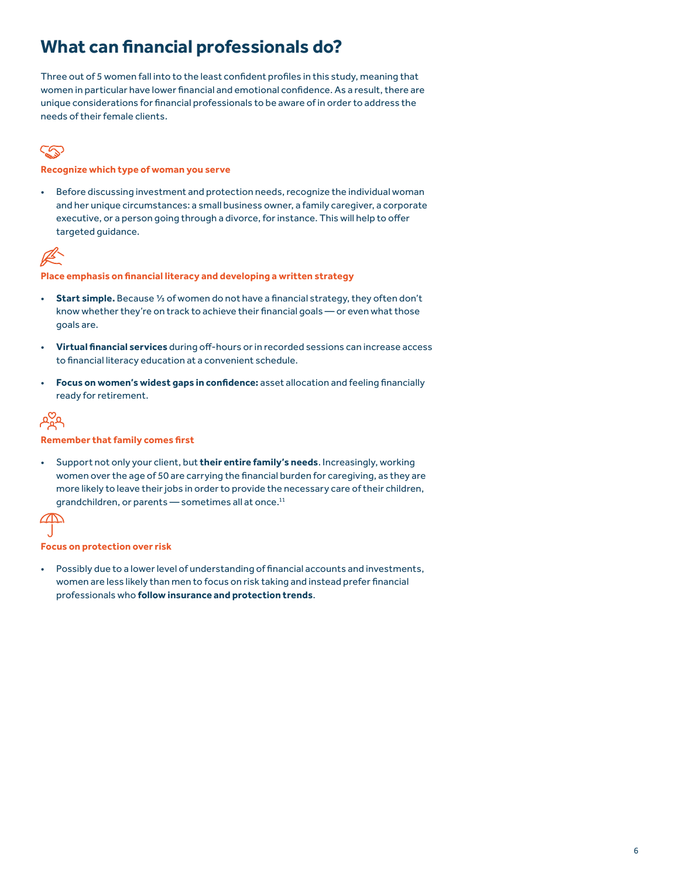# What can financial professionals do?

Three out of 5 women fall into to the least confident profiles in this study, meaning that women in particular have lower financial and emotional confidence. As a result, there are unique considerations for financial professionals to be aware of in order to address the needs of their female clients.

### Recognize which type of woman you serve

- Before discussing investment and protection needs, recognize the individual woman and her unique circumstances: a small business owner, a family caregiver, a corporate executive, or a person going through a divorce, for instance. This will help to offer targeted guidance.

### Place emphasis on financial literacy and developing a written strategy

- **Start simple.** Because ⅓ of women do not have a financial strategy, they often don't know whether they're on track to achieve their financial goals — or even what those goals are.
- **Virtual financial services** during off-hours or in recorded sessions can increase access to financial literacy education at a convenient schedule.
- **Focus on women's widest gaps in confidence:** asset allocation and feeling financially ready for retirement.

### Remember that family comes first

- Support not only your client, but **their entire family's needs**. Increasingly, working women over the age of 50 are carrying the financial burden for caregiving, as they are more likely to leave their jobs in order to provide the necessary care of their children, grandchildren, or parents — sometimes all at once.[11]

### Focus on protection over risk

- Possibly due to a lower level of understanding of financial accounts and investments, women are less likely than men to focus on risk taking and instead prefer financial professionals who **follow insurance and protection trends**.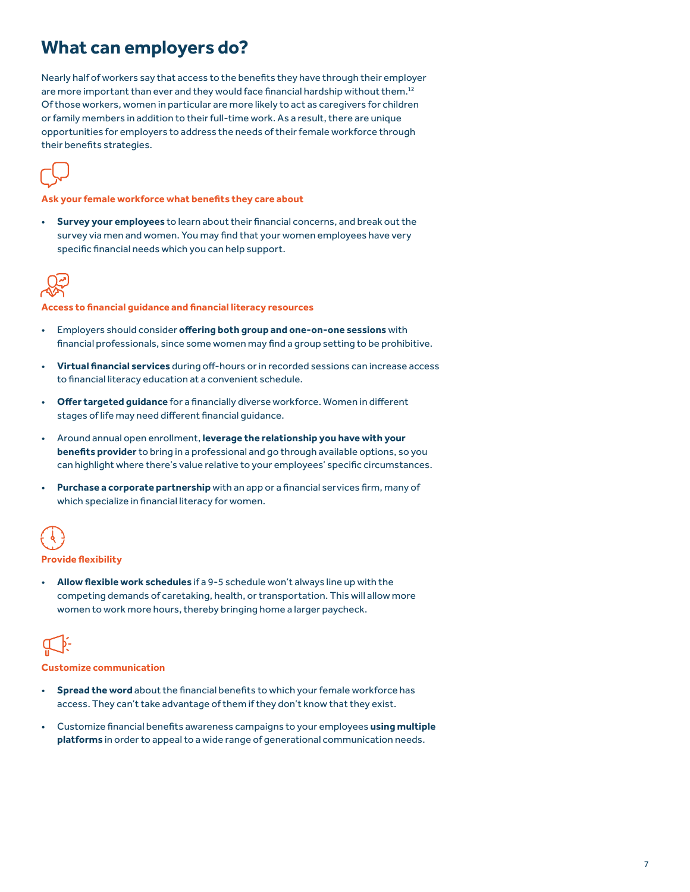# What can employers do?

Nearly half of workers say that access to the benefits they have through their employer are more important than ever and they would face financial hardship without them.[12] Of those workers, women in particular are more likely to act as caregivers for children or family members in addition to their full-time work. As a result, there are unique opportunities for employers to address the needs of their female workforce through their benefits strategies.

### Ask your female workforce what benefits they care about

- **Survey your employees** to learn about their financial concerns, and break out the survey via men and women. You may find that your women employees have very specific financial needs which you can help support.

### Access to financial guidance and financial literacy resources

- Employers should consider **offering both group and one-on-one sessions** with financial professionals, since some women may find a group setting to be prohibitive.
- **Virtual financial services** during off-hours or in recorded sessions can increase access to financial literacy education at a convenient schedule.
- **Offer targeted guidance** for a financially diverse workforce. Women in different stages of life may need different financial guidance.
- Around annual open enrollment, **leverage the relationship you have with your benefits provider** to bring in a professional and go through available options, so you can highlight where there's value relative to your employees' specific circumstances.
- **Purchase a corporate partnership** with an app or a financial services firm, many of which specialize in financial literacy for women.

### Provide flexibility

- **Allow flexible work schedules** if a 9-5 schedule won't always line up with the competing demands of caretaking, health, or transportation. This will allow more women to work more hours, thereby bringing home a larger paycheck.

### Customize communication

- **Spread the word** about the financial benefits to which your female workforce has access. They can't take advantage of them if they don't know that they exist.
- Customize financial benefits awareness campaigns to your employees **using multiple platforms** in order to appeal to a wide range of generational communication needs.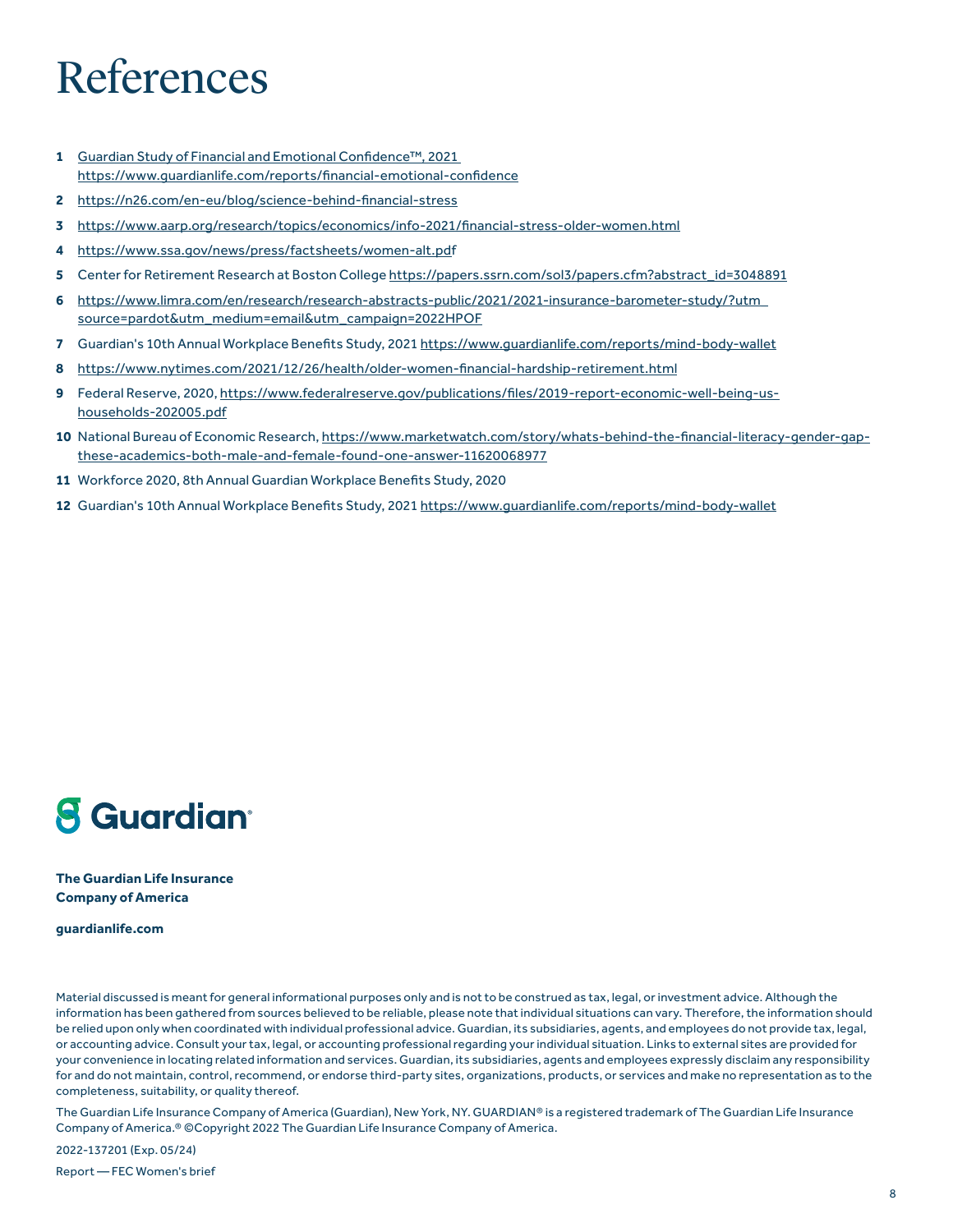# References

1. Guardian Study of Financial and Emotional Confidence™, 2021 https://www.guardianlife.com/reports/financial-emotional-confidence
2. https://n26.com/en-eu/blog/science-behind-financial-stress
3. https://www.aarp.org/research/topics/economics/info-2021/financial-stress-older-women.html
4. https://www.ssa.gov/news/press/factsheets/women-alt.pdf
5. Center for Retirement Research at Boston College https://papers.ssrn.com/sol3/papers.cfm?abstract_id=3048891
6. https://www.limra.com/en/research/research-abstracts-public/2021/2021-insurance-barometer-study/?utm_source=pardot&utm_medium=email&utm_campaign=2022HPOF
7. Guardian's 10th Annual Workplace Benefits Study, 2021 https://www.guardianlife.com/reports/mind-body-wallet
8. https://www.nytimes.com/2021/12/26/health/older-women-financial-hardship-retirement.html
9. Federal Reserve, 2020, https://www.federalreserve.gov/publications/files/2019-report-economic-well-being-us-households-202005.pdf
10. National Bureau of Economic Research, https://www.marketwatch.com/story/whats-behind-the-financial-literacy-gender-gap-these-academics-both-male-and-female-found-one-answer-11620068977
11. Workforce 2020, 8th Annual Guardian Workplace Benefits Study, 2020
12. Guardian's 10th Annual Workplace Benefits Study, 2021 https://www.guardianlife.com/reports/mind-body-wallet

Guardian®

**The Guardian Life Insurance Company of America**

**guardianlife.com**

Material discussed is meant for general informational purposes only and is not to be construed as tax, legal, or investment advice. Although the information has been gathered from sources believed to be reliable, please note that individual situations can vary. Therefore, the information should be relied upon only when coordinated with individual professional advice. Guardian, its subsidiaries, agents, and employees do not provide tax, legal, or accounting advice. Consult your tax, legal, or accounting professional regarding your individual situation. Links to external sites are provided for your convenience in locating related information and services. Guardian, its subsidiaries, agents and employees expressly disclaim any responsibility for and do not maintain, control, recommend, or endorse third-party sites, organizations, products, or services and make no representation as to the completeness, suitability, or quality thereof.

The Guardian Life Insurance Company of America (Guardian), New York, NY. GUARDIAN® is a registered trademark of The Guardian Life Insurance Company of America.® ©Copyright 2022 The Guardian Life Insurance Company of America.

2022-137201 (Exp. 05/24)

Report — FEC Women's brief